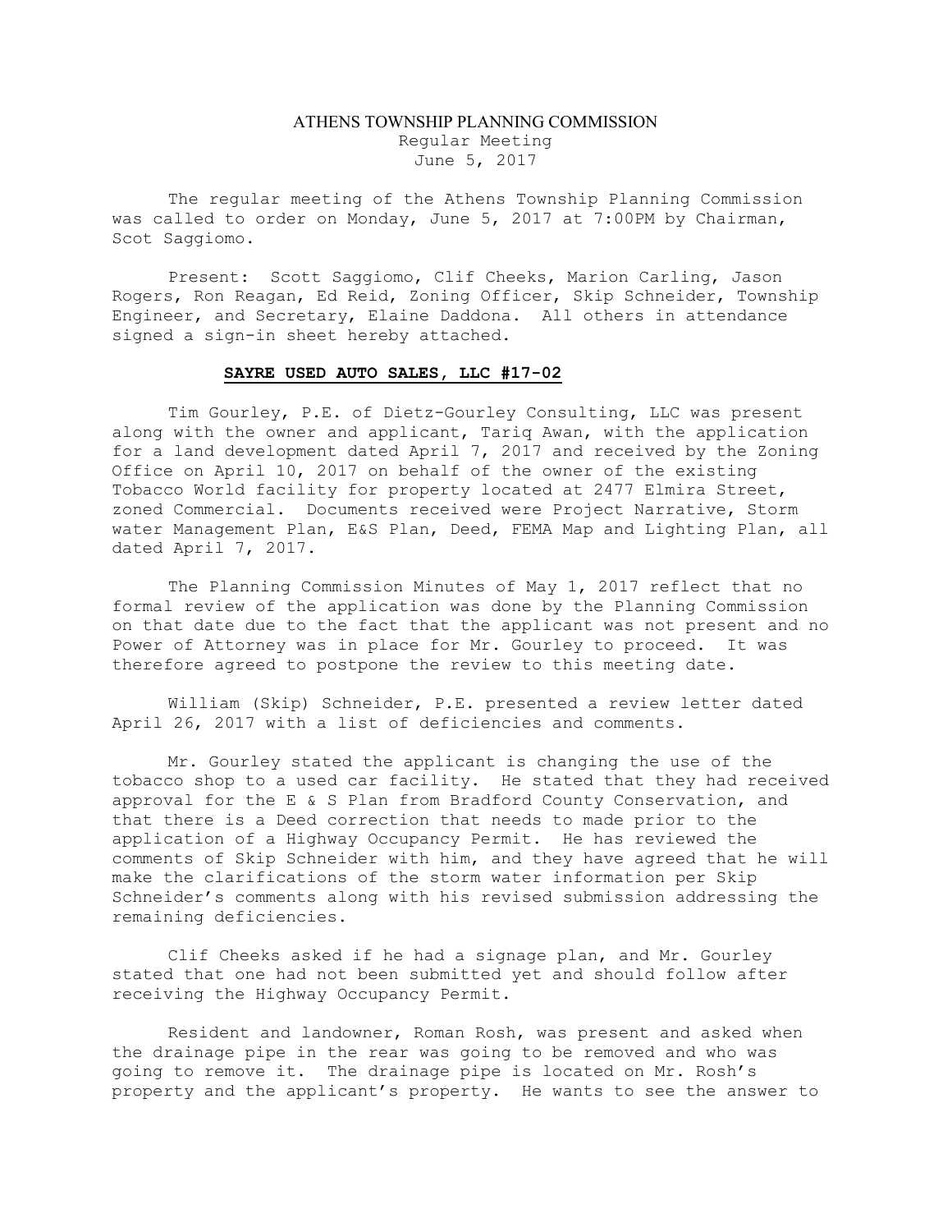# ATHENS TOWNSHIP PLANNING COMMISSION

Regular Meeting
June 5, 2017

The regular meeting of the Athens Township Planning Commission was called to order on Monday, June 5, 2017 at 7:00PM by Chairman, Scot Saggiomo.

Present: Scott Saggiomo, Clif Cheeks, Marion Carling, Jason Rogers, Ron Reagan, Ed Reid, Zoning Officer, Skip Schneider, Township Engineer, and Secretary, Elaine Daddona. All others in attendance signed a sign-in sheet hereby attached.

## **SAYRE USED AUTO SALES, LLC #17-02**

Tim Gourley, P.E. of Dietz-Gourley Consulting, LLC was present along with the owner and applicant, Tariq Awan, with the application for a land development dated April 7, 2017 and received by the Zoning Office on April 10, 2017 on behalf of the owner of the existing Tobacco World facility for property located at 2477 Elmira Street, zoned Commercial. Documents received were Project Narrative, Storm water Management Plan, E&S Plan, Deed, FEMA Map and Lighting Plan, all dated April 7, 2017.

The Planning Commission Minutes of May 1, 2017 reflect that no formal review of the application was done by the Planning Commission on that date due to the fact that the applicant was not present and no Power of Attorney was in place for Mr. Gourley to proceed. It was therefore agreed to postpone the review to this meeting date.

William (Skip) Schneider, P.E. presented a review letter dated April 26, 2017 with a list of deficiencies and comments.

Mr. Gourley stated the applicant is changing the use of the tobacco shop to a used car facility. He stated that they had received approval for the E & S Plan from Bradford County Conservation, and that there is a Deed correction that needs to made prior to the application of a Highway Occupancy Permit. He has reviewed the comments of Skip Schneider with him, and they have agreed that he will make the clarifications of the storm water information per Skip Schneider's comments along with his revised submission addressing the remaining deficiencies.

Clif Cheeks asked if he had a signage plan, and Mr. Gourley stated that one had not been submitted yet and should follow after receiving the Highway Occupancy Permit.

Resident and landowner, Roman Rosh, was present and asked when the drainage pipe in the rear was going to be removed and who was going to remove it. The drainage pipe is located on Mr. Rosh's property and the applicant's property. He wants to see the answer to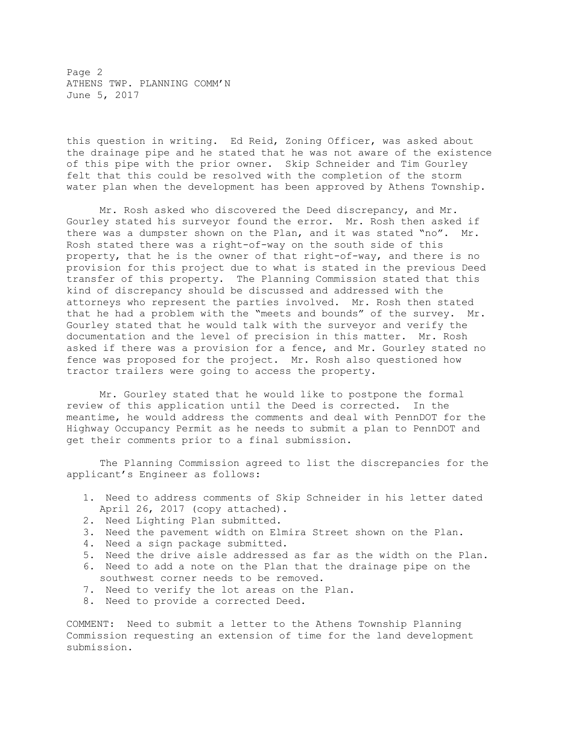this question in writing. Ed Reid, Zoning Officer, was asked about the drainage pipe and he stated that he was not aware of the existence of this pipe with the prior owner. Skip Schneider and Tim Gourley felt that this could be resolved with the completion of the storm water plan when the development has been approved by Athens Township.

Mr. Rosh asked who discovered the Deed discrepancy, and Mr. Gourley stated his surveyor found the error. Mr. Rosh then asked if there was a dumpster shown on the Plan, and it was stated "no". Mr. Rosh stated there was a right-of-way on the south side of this property, that he is the owner of that right-of-way, and there is no provision for this project due to what is stated in the previous Deed transfer of this property. The Planning Commission stated that this kind of discrepancy should be discussed and addressed with the attorneys who represent the parties involved. Mr. Rosh then stated that he had a problem with the "meets and bounds" of the survey. Mr. Gourley stated that he would talk with the surveyor and verify the documentation and the level of precision in this matter. Mr. Rosh asked if there was a provision for a fence, and Mr. Gourley stated no fence was proposed for the project. Mr. Rosh also questioned how tractor trailers were going to access the property.

Mr. Gourley stated that he would like to postpone the formal review of this application until the Deed is corrected. In the meantime, he would address the comments and deal with PennDOT for the Highway Occupancy Permit as he needs to submit a plan to PennDOT and get their comments prior to a final submission.

The Planning Commission agreed to list the discrepancies for the applicant's Engineer as follows:

1. Need to address comments of Skip Schneider in his letter dated April 26, 2017 (copy attached).
2. Need Lighting Plan submitted.
3. Need the pavement width on Elmira Street shown on the Plan.
4. Need a sign package submitted.
5. Need the drive aisle addressed as far as the width on the Plan.
6. Need to add a note on the Plan that the drainage pipe on the southwest corner needs to be removed.
7. Need to verify the lot areas on the Plan.
8. Need to provide a corrected Deed.

COMMENT: Need to submit a letter to the Athens Township Planning Commission requesting an extension of time for the land development submission.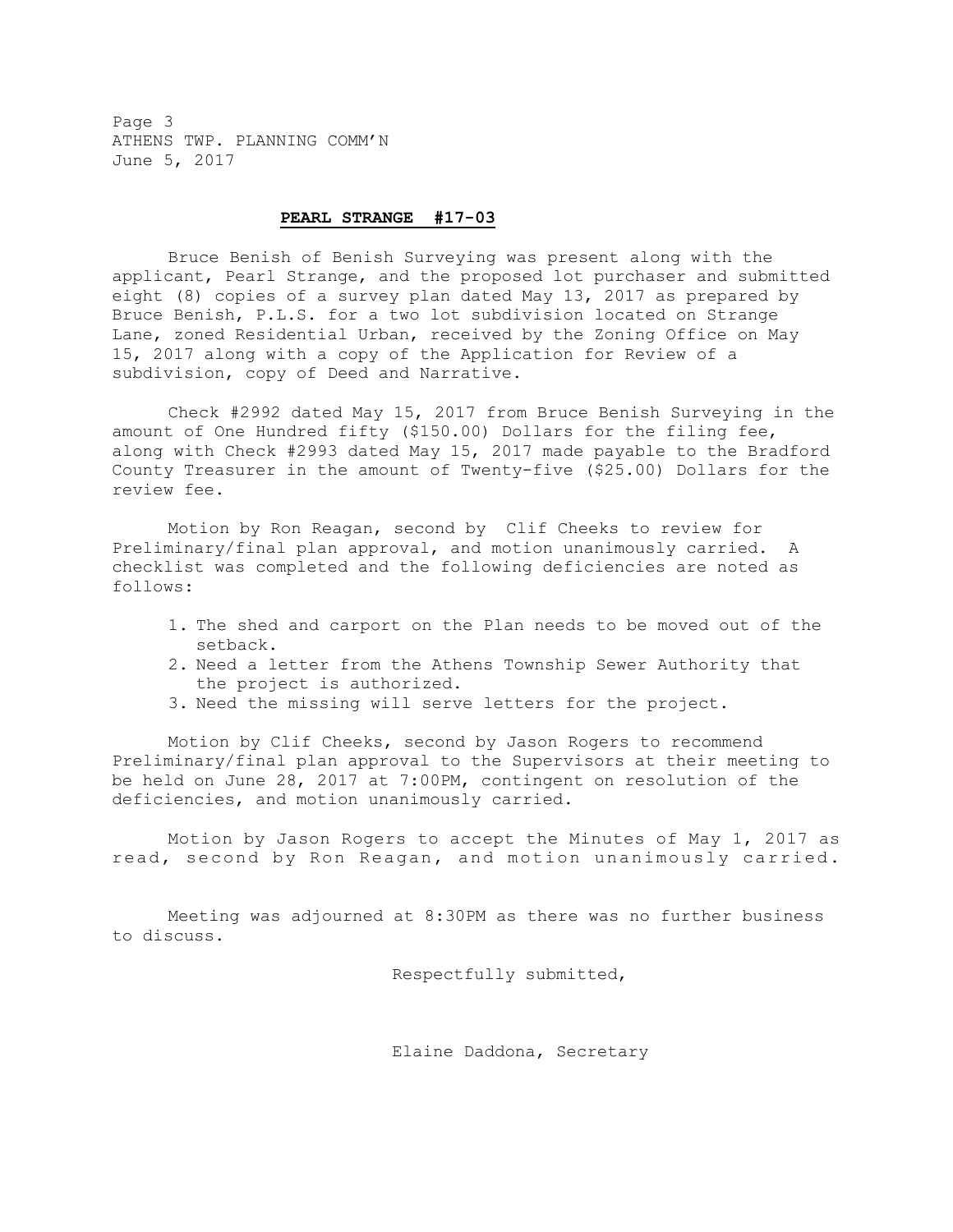**PEARL STRANGE #17-03**

Bruce Benish of Benish Surveying was present along with the applicant, Pearl Strange, and the proposed lot purchaser and submitted eight (8) copies of a survey plan dated May 13, 2017 as prepared by Bruce Benish, P.L.S. for a two lot subdivision located on Strange Lane, zoned Residential Urban, received by the Zoning Office on May 15, 2017 along with a copy of the Application for Review of a subdivision, copy of Deed and Narrative.

Check #2992 dated May 15, 2017 from Bruce Benish Surveying in the amount of One Hundred fifty ($150.00) Dollars for the filing fee, along with Check #2993 dated May 15, 2017 made payable to the Bradford County Treasurer in the amount of Twenty-five ($25.00) Dollars for the review fee.

Motion by Ron Reagan, second by Clif Cheeks to review for Preliminary/final plan approval, and motion unanimously carried. A checklist was completed and the following deficiencies are noted as follows:

1. The shed and carport on the Plan needs to be moved out of the setback.
2. Need a letter from the Athens Township Sewer Authority that the project is authorized.
3. Need the missing will serve letters for the project.

Motion by Clif Cheeks, second by Jason Rogers to recommend Preliminary/final plan approval to the Supervisors at their meeting to be held on June 28, 2017 at 7:00PM, contingent on resolution of the deficiencies, and motion unanimously carried.

Motion by Jason Rogers to accept the Minutes of May 1, 2017 as read, second by Ron Reagan, and motion unanimously carried.

Meeting was adjourned at 8:30PM as there was no further business to discuss.

Respectfully submitted,

Elaine Daddona, Secretary